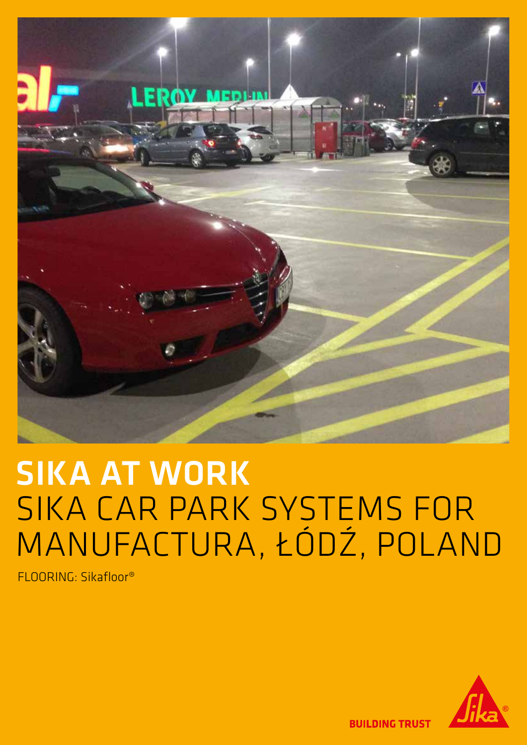# SIKA AT WORK

## SIKA CAR PARK SYSTEMS FOR MANUFACTURA, ŁÓDŹ, POLAND

FLOORING: Sikafloor®

BUILDING TRUST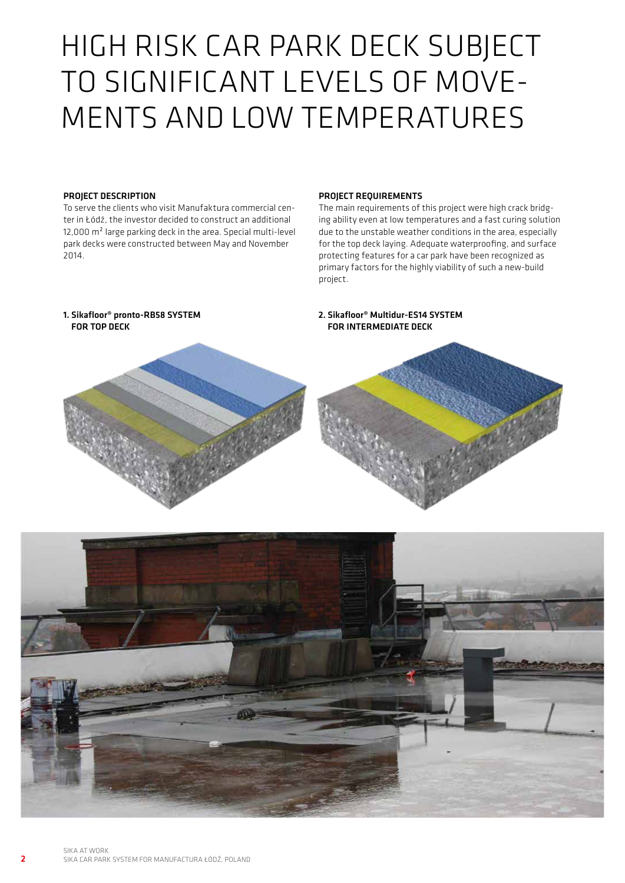# HIGH RISK CAR PARK DECK SUBJECT TO SIGNIFICANT LEVELS OF MOVEMENTS AND LOW TEMPERATURES

**PROJECT DESCRIPTION**

To serve the clients who visit Manufaktura commercial center in Łódź, the investor decided to construct an additional 12,000 m² large parking deck in the area. Special multi-level park decks were constructed between May and November 2014.

**PROJECT REQUIREMENTS**

The main requirements of this project were high crack bridging ability even at low temperatures and a fast curing solution due to the unstable weather conditions in the area, especially for the top deck laying. Adequate waterproofing, and surface protecting features for a car park have been recognized as primary factors for the highly viability of such a new-build project.

**1. Sikafloor® pronto-RB58 SYSTEM FOR TOP DECK**

**2. Sikafloor® Multidur-ES14 SYSTEM FOR INTERMEDIATE DECK**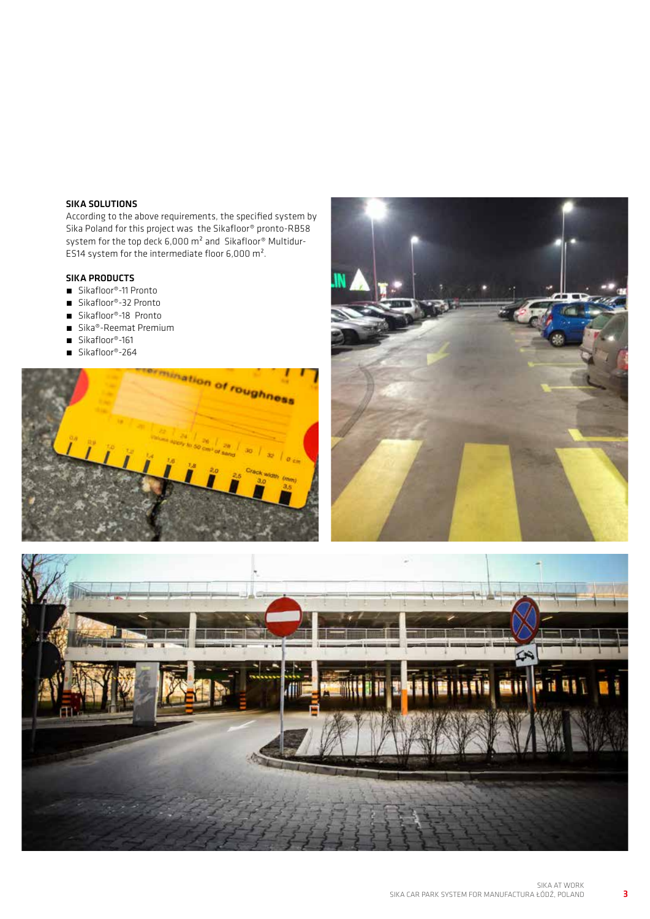### SIKA SOLUTIONS

According to the above requirements, the specified system by Sika Poland for this project was the Sikafloor® pronto-RB58 system for the top deck 6,000 m² and Sikafloor® Multidur-ES14 system for the intermediate floor 6,000 m².

### SIKA PRODUCTS

- Sikafloor®-11 Pronto
- Sikafloor®-32 Pronto
- Sikafloor®-18 Pronto
- Sika®-Reemat Premium
- Sikafloor®-161
- Sikafloor®-264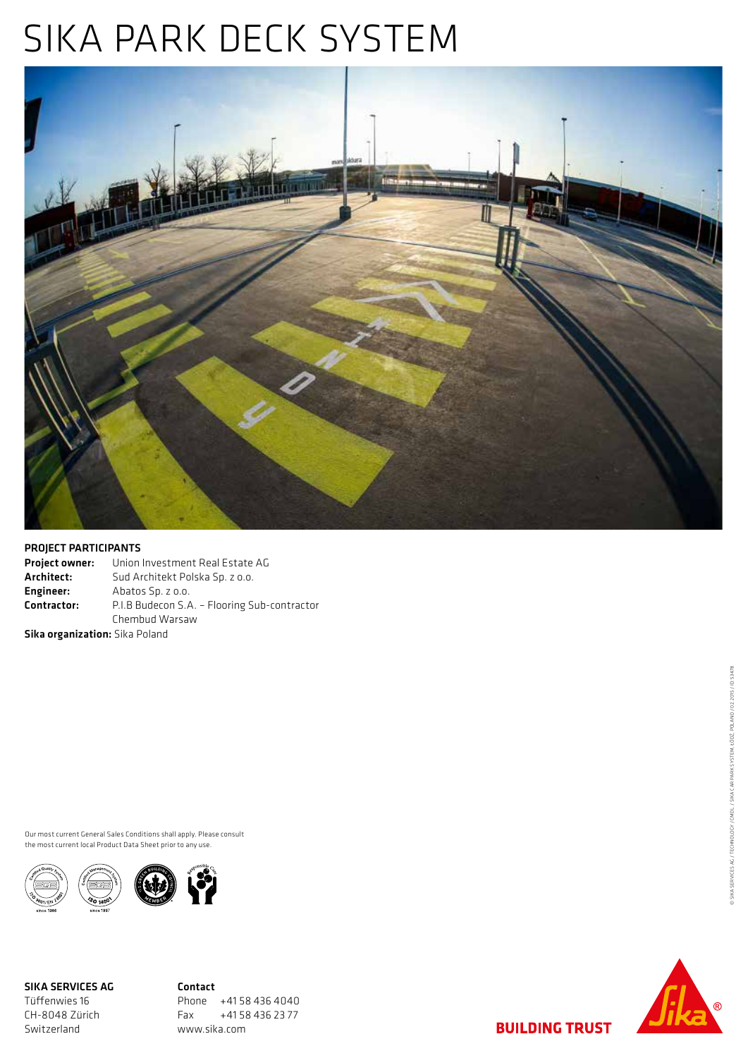# SIKA PARK DECK SYSTEM

**PROJECT PARTICIPANTS**

**Project owner:** Union Investment Real Estate AG
**Architect:** Sud Architekt Polska Sp. z o.o.
**Engineer:** Abatos Sp. z o.o.
**Contractor:** P.I.B Budecon S.A. – Flooring Sub-contractor
Chembud Warsaw
**Sika organization:** Sika Poland

Our most current General Sales Conditions shall apply. Please consult the most current local Product Data Sheet prior to any use.

**SIKA SERVICES AG**
Tüffenwies 16
CH-8048 Zürich
Switzerland

**Contact**
Phone +41 58 436 4040
Fax +41 58 436 23 77
www.sika.com

**BUILDING TRUST**